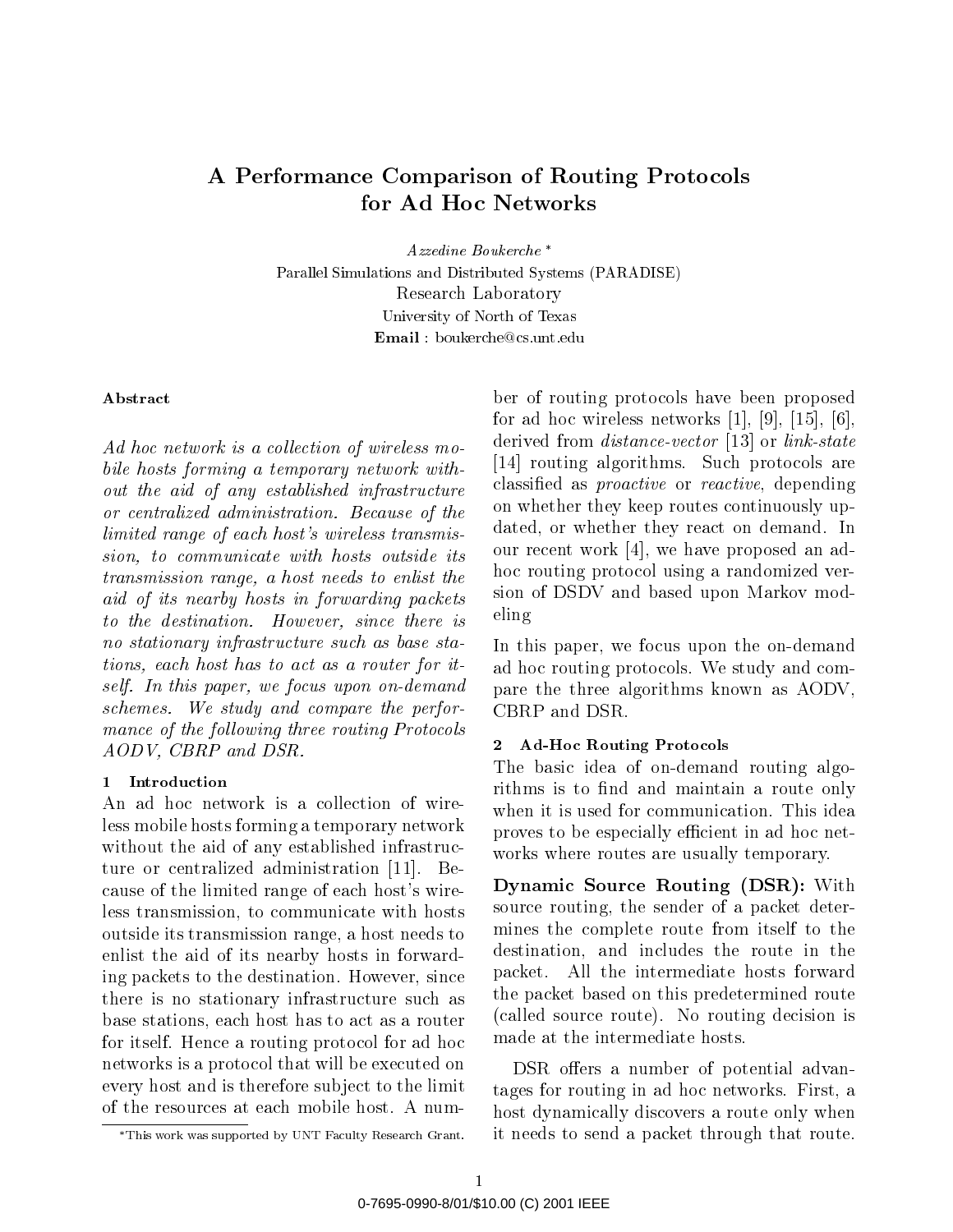# A Performance Comparison of Routing Protocols for Ad Hoc Networks

*Azzedine Boukerche* *

Parallel Simulations and Distributed Systems (PARADISE)
Research Laboratory
University of North of Texas
**Email** : boukerche@cs.unt.edu

### Abstract

*Ad hoc network is a collection of wireless mobile hosts forming a temporary network without the aid of any established infrastructure or centralized administration. Because of the limited range of each host's wireless transmission, to communicate with hosts outside its transmission range, a host needs to enlist the aid of its nearby hosts in forwarding packets to the destination. However, since there is no stationary infrastructure such as base stations, each host has to act as a router for itself. In this paper, we focus upon on-demand schemes. We study and compare the performance of the following three routing Protocols AODV, CBRP and DSR.*

## 1 Introduction

An ad hoc network is a collection of wireless mobile hosts forming a temporary network without the aid of any established infrastructure or centralized administration [11]. Because of the limited range of each host's wireless transmission, to communicate with hosts outside its transmission range, a host needs to enlist the aid of its nearby hosts in forwarding packets to the destination. However, since there is no stationary infrastructure such as base stations, each host has to act as a router for itself. Hence a routing protocol for ad hoc networks is a protocol that will be executed on every host and is therefore subject to the limit of the resources at each mobile host. A number of routing protocols have been proposed for ad hoc wireless networks [1], [9], [15], [6], derived from *distance-vector* [13] or *link-state* [14] routing algorithms. Such protocols are classified as *proactive* or *reactive*, depending on whether they keep routes continuously updated, or whether they react on demand. In our recent work [4], we have proposed an ad-hoc routing protocol using a randomized version of DSDV and based upon Markov modeling

In this paper, we focus upon the on-demand ad hoc routing protocols. We study and compare the three algorithms known as AODV, CBRP and DSR.

## 2 Ad-Hoc Routing Protocols

The basic idea of on-demand routing algorithms is to find and maintain a route only when it is used for communication. This idea proves to be especially efficient in ad hoc networks where routes are usually temporary.

**Dynamic Source Routing (DSR):** With source routing, the sender of a packet determines the complete route from itself to the destination, and includes the route in the packet. All the intermediate hosts forward the packet based on this predetermined route (called source route). No routing decision is made at the intermediate hosts.

DSR offers a number of potential advantages for routing in ad hoc networks. First, a host dynamically discovers a route only when it needs to send a packet through that route.

*This work was supported by UNT Faculty Research Grant.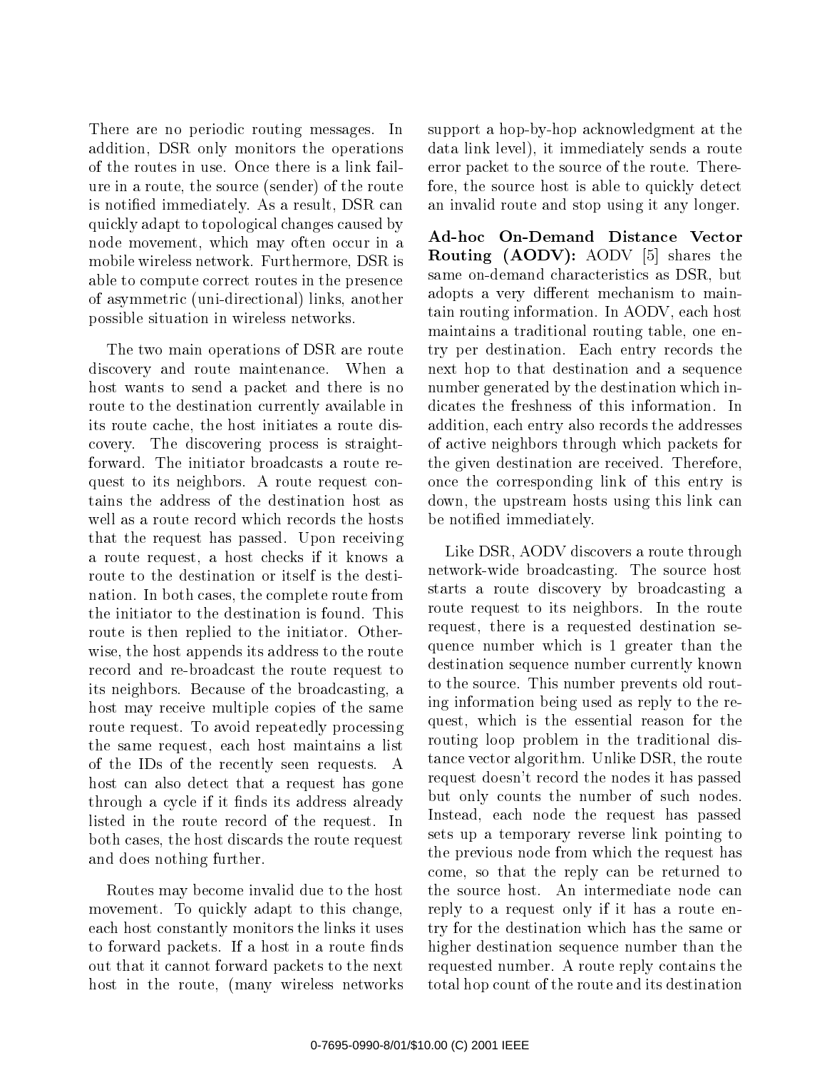There are no periodic routing messages. In addition, DSR only monitors the operations of the routes in use. Once there is a link failure in a route, the source (sender) of the route is notified immediately. As a result, DSR can quickly adapt to topological changes caused by node movement, which may often occur in a mobile wireless network. Furthermore, DSR is able to compute correct routes in the presence of asymmetric (uni-directional) links, another possible situation in wireless networks.

The two main operations of DSR are route discovery and route maintenance. When a host wants to send a packet and there is no route to the destination currently available in its route cache, the host initiates a route discovery. The discovering process is straightforward. The initiator broadcasts a route request to its neighbors. A route request contains the address of the destination host as well as a route record which records the hosts that the request has passed. Upon receiving a route request, a host checks if it knows a route to the destination or itself is the destination. In both cases, the complete route from the initiator to the destination is found. This route is then replied to the initiator. Otherwise, the host appends its address to the route record and re-broadcast the route request to its neighbors. Because of the broadcasting, a host may receive multiple copies of the same route request. To avoid repeatedly processing the same request, each host maintains a list of the IDs of the recently seen requests. A host can also detect that a request has gone through a cycle if it finds its address already listed in the route record of the request. In both cases, the host discards the route request and does nothing further.

Routes may become invalid due to the host movement. To quickly adapt to this change, each host constantly monitors the links it uses to forward packets. If a host in a route finds out that it cannot forward packets to the next host in the route, (many wireless networks support a hop-by-hop acknowledgment at the data link level), it immediately sends a route error packet to the source of the route. Therefore, the source host is able to quickly detect an invalid route and stop using it any longer.

**Ad-hoc On-Demand Distance Vector Routing (AODV):** AODV [5] shares the same on-demand characteristics as DSR, but adopts a very different mechanism to maintain routing information. In AODV, each host maintains a traditional routing table, one entry per destination. Each entry records the next hop to that destination and a sequence number generated by the destination which indicates the freshness of this information. In addition, each entry also records the addresses of active neighbors through which packets for the given destination are received. Therefore, once the corresponding link of this entry is down, the upstream hosts using this link can be notified immediately.

Like DSR, AODV discovers a route through network-wide broadcasting. The source host starts a route discovery by broadcasting a route request to its neighbors. In the route request, there is a requested destination sequence number which is 1 greater than the destination sequence number currently known to the source. This number prevents old routing information being used as reply to the request, which is the essential reason for the routing loop problem in the traditional distance vector algorithm. Unlike DSR, the route request doesn't record the nodes it has passed but only counts the number of such nodes. Instead, each node the request has passed sets up a temporary reverse link pointing to the previous node from which the request has come, so that the reply can be returned to the source host. An intermediate node can reply to a request only if it has a route entry for the destination which has the same or higher destination sequence number than the requested number. A route reply contains the total hop count of the route and its destination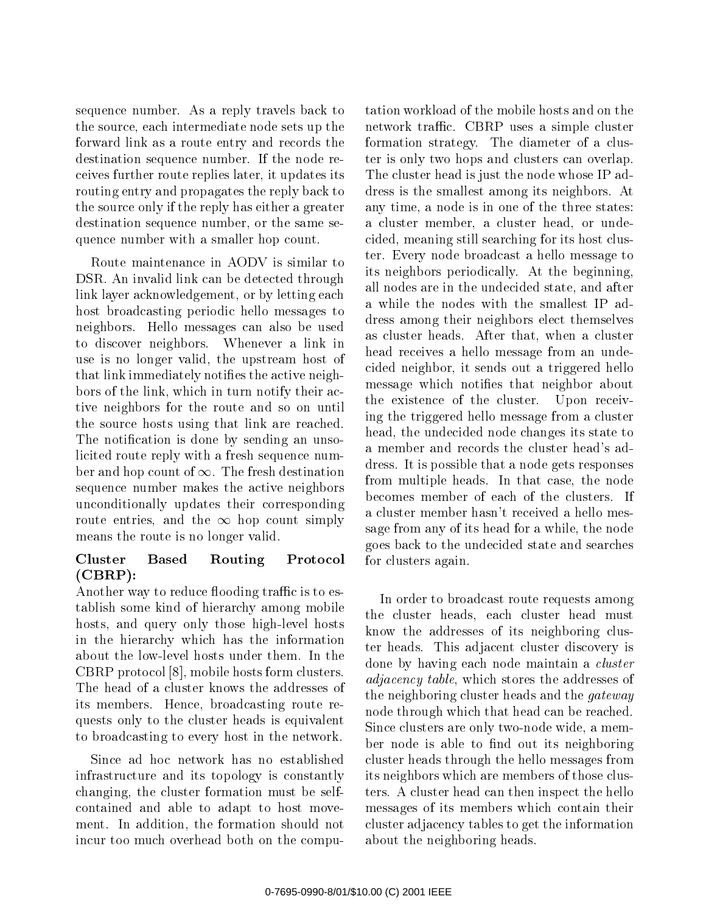sequence number. As a reply travels back to the source, each intermediate node sets up the forward link as a route entry and records the destination sequence number. If the node receives further route replies later, it updates its routing entry and propagates the reply back to the source only if the reply has either a greater destination sequence number, or the same sequence number with a smaller hop count.

Route maintenance in AODV is similar to DSR. An invalid link can be detected through link layer acknowledgement, or by letting each host broadcasting periodic hello messages to neighbors. Hello messages can also be used to discover neighbors. Whenever a link in use is no longer valid, the upstream host of that link immediately notifies the active neighbors of the link, which in turn notify their active neighbors for the route and so on until the source hosts using that link are reached. The notification is done by sending an unsolicited route reply with a fresh sequence number and hop count of $\infty$. The fresh destination sequence number makes the active neighbors unconditionally updates their corresponding route entries, and the $\infty$ hop count simply means the route is no longer valid.

**Cluster Based Routing Protocol (CBRP):**
Another way to reduce flooding traffic is to establish some kind of hierarchy among mobile hosts, and query only those high-level hosts in the hierarchy which has the information about the low-level hosts under them. In the CBRP protocol [8], mobile hosts form clusters. The head of a cluster knows the addresses of its members. Hence, broadcasting route requests only to the cluster heads is equivalent to broadcasting to every host in the network.

Since ad hoc network has no established infrastructure and its topology is constantly changing, the cluster formation must be self-contained and able to adapt to host movement. In addition, the formation should not incur too much overhead both on the computation workload of the mobile hosts and on the network traffic. CBRP uses a simple cluster formation strategy. The diameter of a cluster is only two hops and clusters can overlap. The cluster head is just the node whose IP address is the smallest among its neighbors. At any time, a node is in one of the three states: a cluster member, a cluster head, or undecided, meaning still searching for its host cluster. Every node broadcast a hello message to its neighbors periodically. At the beginning, all nodes are in the undecided state, and after a while the nodes with the smallest IP address among their neighbors elect themselves as cluster heads. After that, when a cluster head receives a hello message from an undecided neighbor, it sends out a triggered hello message which notifies that neighbor about the existence of the cluster. Upon receiving the triggered hello message from a cluster head, the undecided node changes its state to a member and records the cluster head's address. It is possible that a node gets responses from multiple heads. In that case, the node becomes member of each of the clusters. If a cluster member hasn't received a hello message from any of its head for a while, the node goes back to the undecided state and searches for clusters again.

In order to broadcast route requests among the cluster heads, each cluster head must know the addresses of its neighboring cluster heads. This adjacent cluster discovery is done by having each node maintain a *cluster adjacency table*, which stores the addresses of the neighboring cluster heads and the *gateway* node through which that head can be reached. Since clusters are only two-node wide, a member node is able to find out its neighboring cluster heads through the hello messages from its neighbors which are members of those clusters. A cluster head can then inspect the hello messages of its members which contain their cluster adjacency tables to get the information about the neighboring heads.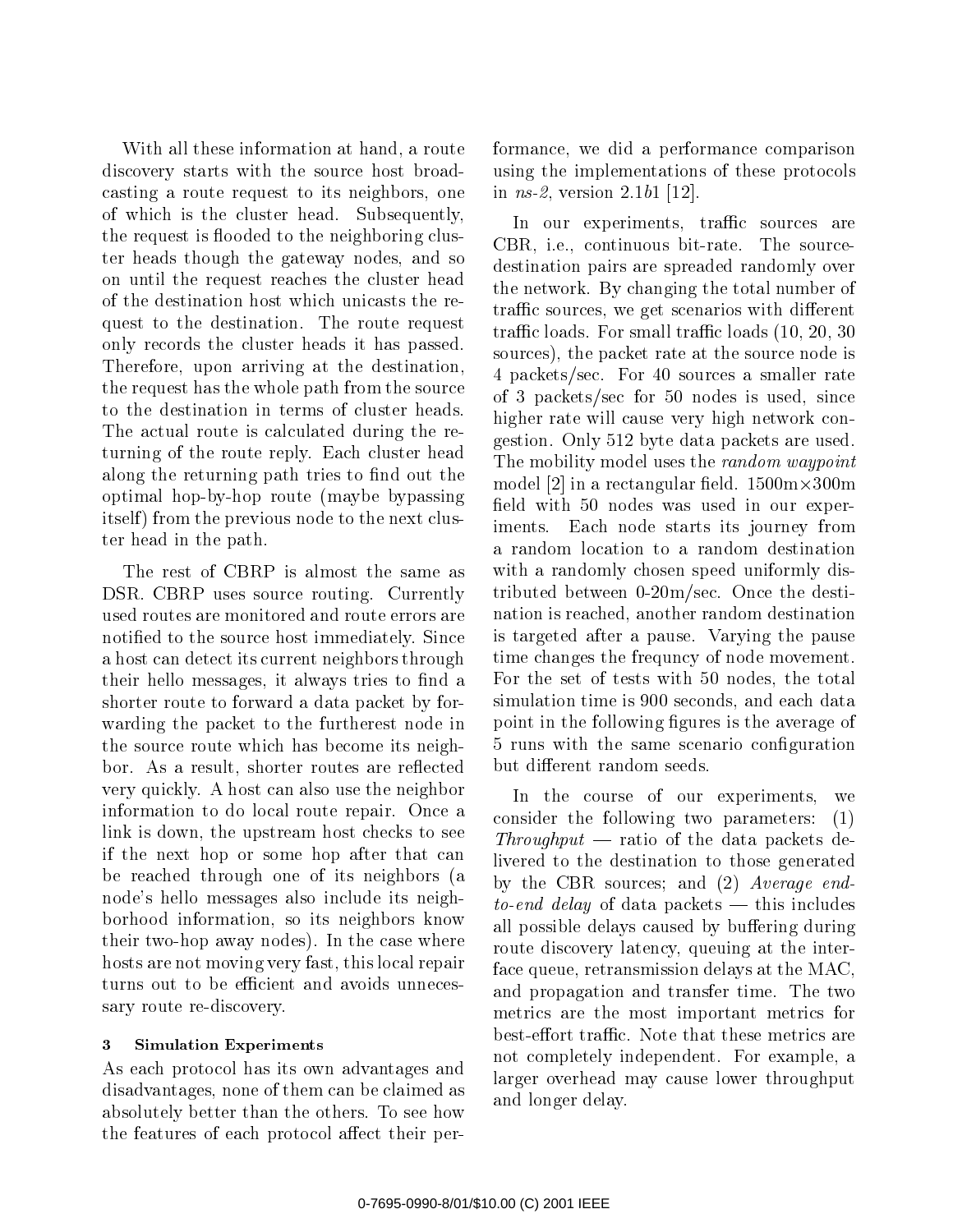With all these information at hand, a route discovery starts with the source host broadcasting a route request to its neighbors, one of which is the cluster head. Subsequently, the request is flooded to the neighboring cluster heads though the gateway nodes, and so on until the request reaches the cluster head of the destination host which unicasts the request to the destination. The route request only records the cluster heads it has passed. Therefore, upon arriving at the destination, the request has the whole path from the source to the destination in terms of cluster heads. The actual route is calculated during the returning of the route reply. Each cluster head along the returning path tries to find out the optimal hop-by-hop route (maybe bypassing itself) from the previous node to the next cluster head in the path.

The rest of CBRP is almost the same as DSR. CBRP uses source routing. Currently used routes are monitored and route errors are notified to the source host immediately. Since a host can detect its current neighbors through their hello messages, it always tries to find a shorter route to forward a data packet by forwarding the packet to the furtherest node in the source route which has become its neighbor. As a result, shorter routes are reflected very quickly. A host can also use the neighbor information to do local route repair. Once a link is down, the upstream host checks to see if the next hop or some hop after that can be reached through one of its neighbors (a node's hello messages also include its neighborhood information, so its neighbors know their two-hop away nodes). In the case where hosts are not moving very fast, this local repair turns out to be efficient and avoids unnecessary route re-discovery.

## 3 Simulation Experiments

As each protocol has its own advantages and disadvantages, none of them can be claimed as absolutely better than the others. To see how the features of each protocol affect their performance, we did a performance comparison using the implementations of these protocols in *ns-2*, version 2.1*b*1 [12].

In our experiments, traffic sources are CBR, i.e., continuous bit-rate. The source-destination pairs are spreaded randomly over the network. By changing the total number of traffic sources, we get scenarios with different traffic loads. For small traffic loads (10, 20, 30 sources), the packet rate at the source node is 4 packets/sec. For 40 sources a smaller rate of 3 packets/sec for 50 nodes is used, since higher rate will cause very high network congestion. Only 512 byte data packets are used. The mobility model uses the *random waypoint* model [2] in a rectangular field. 1500m×300m field with 50 nodes was used in our experiments. Each node starts its journey from a random location to a random destination with a randomly chosen speed uniformly distributed between 0-20m/sec. Once the destination is reached, another random destination is targeted after a pause. Varying the pause time changes the frequncy of node movement. For the set of tests with 50 nodes, the total simulation time is 900 seconds, and each data point in the following figures is the average of 5 runs with the same scenario configuration but different random seeds.

In the course of our experiments, we consider the following two parameters: (1) *Throughput* — ratio of the data packets delivered to the destination to those generated by the CBR sources; and (2) *Average end-to-end delay* of data packets — this includes all possible delays caused by buffering during route discovery latency, queuing at the interface queue, retransmission delays at the MAC, and propagation and transfer time. The two metrics are the most important metrics for best-effort traffic. Note that these metrics are not completely independent. For example, a larger overhead may cause lower throughput and longer delay.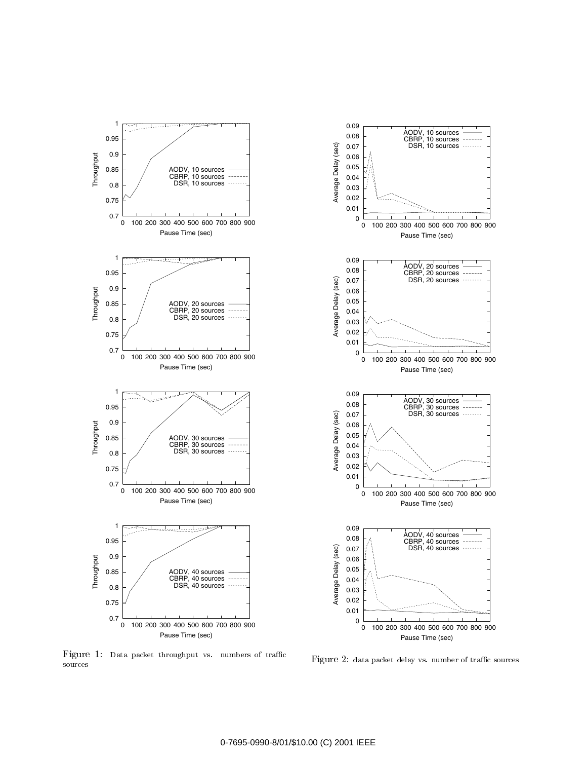Figure 1: Data packet throughput vs. numbers of traffic sources

Figure 2: data packet delay vs. number of traffic sources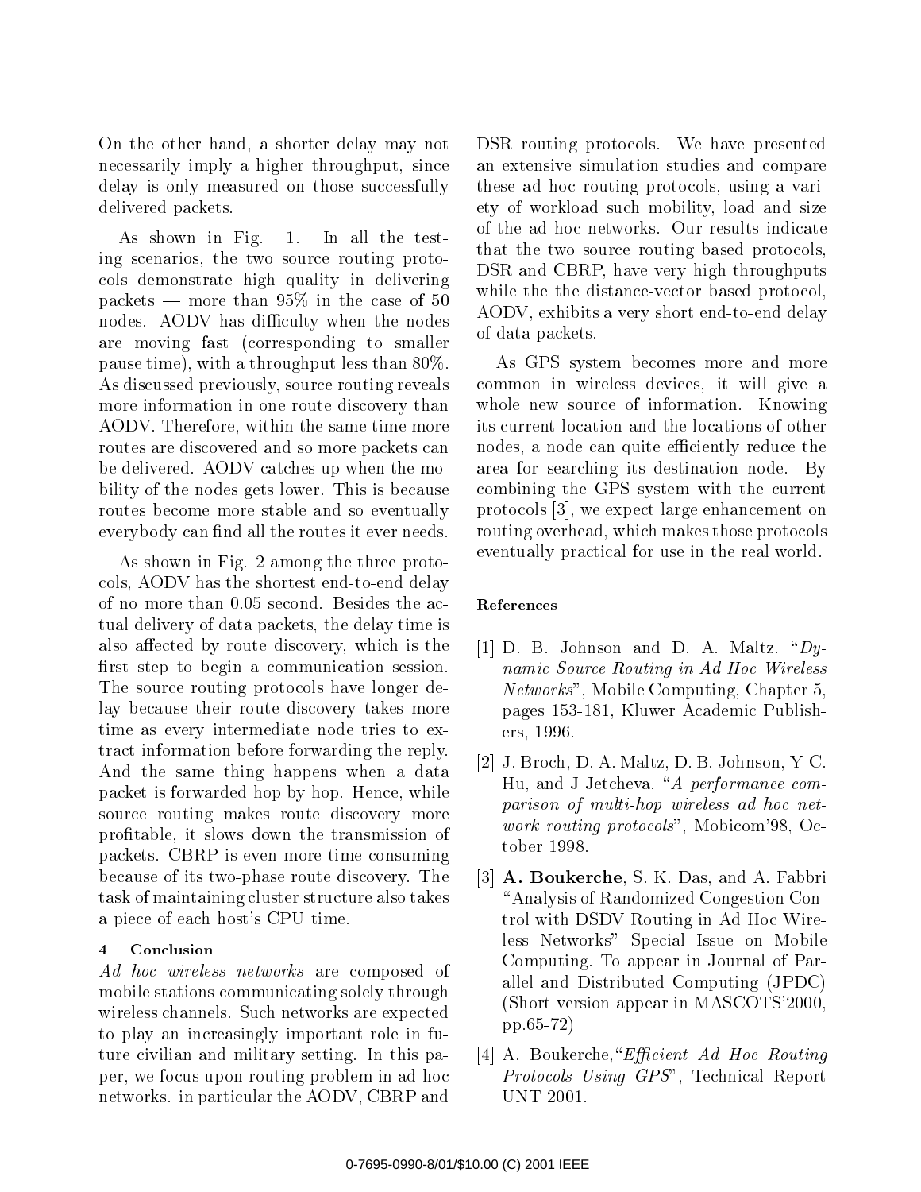On the other hand, a shorter delay may not necessarily imply a higher throughput, since delay is only measured on those successfully delivered packets.

As shown in Fig. 1. In all the testing scenarios, the two source routing protocols demonstrate high quality in delivering packets — more than 95% in the case of 50 nodes. AODV has difficulty when the nodes are moving fast (corresponding to smaller pause time), with a throughput less than 80%. As discussed previously, source routing reveals more information in one route discovery than AODV. Therefore, within the same time more routes are discovered and so more packets can be delivered. AODV catches up when the mobility of the nodes gets lower. This is because routes become more stable and so eventually everybody can find all the routes it ever needs.

As shown in Fig. 2 among the three protocols, AODV has the shortest end-to-end delay of no more than 0.05 second. Besides the actual delivery of data packets, the delay time is also affected by route discovery, which is the first step to begin a communication session. The source routing protocols have longer delay because their route discovery takes more time as every intermediate node tries to extract information before forwarding the reply. And the same thing happens when a data packet is forwarded hop by hop. Hence, while source routing makes route discovery more profitable, it slows down the transmission of packets. CBRP is even more time-consuming because of its two-phase route discovery. The task of maintaining cluster structure also takes a piece of each host's CPU time.

## 4 Conclusion

*Ad hoc wireless networks* are composed of mobile stations communicating solely through wireless channels. Such networks are expected to play an increasingly important role in future civilian and military setting. In this paper, we focus upon routing problem in ad hoc networks. in particular the AODV, CBRP and DSR routing protocols. We have presented an extensive simulation studies and compare these ad hoc routing protocols, using a variety of workload such mobility, load and size of the ad hoc networks. Our results indicate that the two source routing based protocols, DSR and CBRP, have very high throughputs while the the distance-vector based protocol, AODV, exhibits a very short end-to-end delay of data packets.

As GPS system becomes more and more common in wireless devices, it will give a whole new source of information. Knowing its current location and the locations of other nodes, a node can quite efficiently reduce the area for searching its destination node. By combining the GPS system with the current protocols [3], we expect large enhancement on routing overhead, which makes those protocols eventually practical for use in the real world.

## References

[1] D. B. Johnson and D. A. Maltz. "*Dynamic Source Routing in Ad Hoc Wireless Networks*", Mobile Computing, Chapter 5, pages 153-181, Kluwer Academic Publishers, 1996.

[2] J. Broch, D. A. Maltz, D. B. Johnson, Y-C. Hu, and J Jetcheva. "*A performance comparison of multi-hop wireless ad hoc network routing protocols*", Mobicom'98, October 1998.

[3] **A. Boukerche**, S. K. Das, and A. Fabbri "Analysis of Randomized Congestion Control with DSDV Routing in Ad Hoc Wireless Networks" Special Issue on Mobile Computing. To appear in Journal of Parallel and Distributed Computing (JPDC) (Short version appear in MASCOTS'2000, pp.65-72)

[4] A. Boukerche,"*Efficient Ad Hoc Routing Protocols Using GPS*", Technical Report UNT 2001.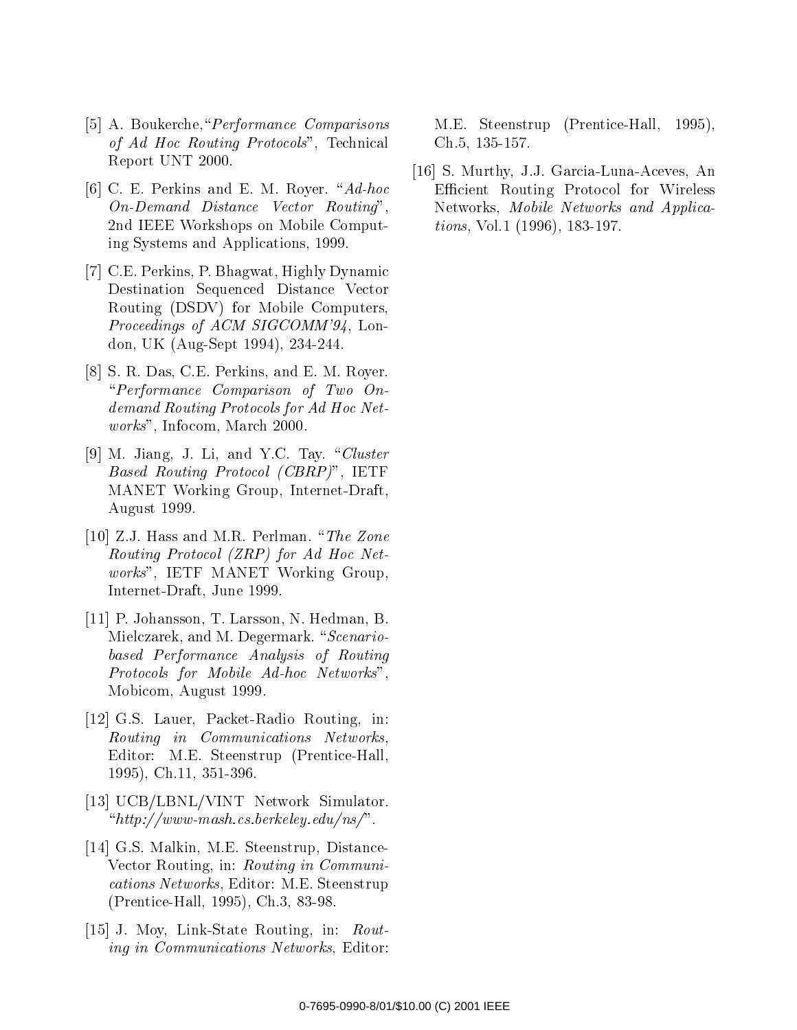[5] A. Boukerche,"*Performance Comparisons of Ad Hoc Routing Protocols*", Technical Report UNT 2000.

[6] C. E. Perkins and E. M. Royer. "*Ad-hoc On-Demand Distance Vector Routing*", 2nd IEEE Workshops on Mobile Computing Systems and Applications, 1999.

[7] C.E. Perkins, P. Bhagwat, Highly Dynamic Destination Sequenced Distance Vector Routing (DSDV) for Mobile Computers, *Proceedings of ACM SIGCOMM'94*, London, UK (Aug-Sept 1994), 234-244.

[8] S. R. Das, C.E. Perkins, and E. M. Royer. "*Performance Comparison of Two On-demand Routing Protocols for Ad Hoc Networks*", Infocom, March 2000.

[9] M. Jiang, J. Li, and Y.C. Tay. "*Cluster Based Routing Protocol (CBRP)*", IETF MANET Working Group, Internet-Draft, August 1999.

[10] Z.J. Hass and M.R. Perlman. "*The Zone Routing Protocol (ZRP) for Ad Hoc Networks*", IETF MANET Working Group, Internet-Draft, June 1999.

[11] P. Johansson, T. Larsson, N. Hedman, B. Mielczarek, and M. Degermark. "*Scenario-based Performance Analysis of Routing Protocols for Mobile Ad-hoc Networks*", Mobicom, August 1999.

[12] G.S. Lauer, Packet-Radio Routing, in: *Routing in Communications Networks*, Editor: M.E. Steenstrup (Prentice-Hall, 1995), Ch.11, 351-396.

[13] UCB/LBNL/VINT Network Simulator. "*http://www-mash.cs.berkeley.edu/ns/*".

[14] G.S. Malkin, M.E. Steenstrup, Distance-Vector Routing, in: *Routing in Communications Networks*, Editor: M.E. Steenstrup (Prentice-Hall, 1995), Ch.3, 83-98.

[15] J. Moy, Link-State Routing, in: *Routing in Communications Networks*, Editor: M.E. Steenstrup (Prentice-Hall, 1995), Ch.5, 135-157.

[16] S. Murthy, J.J. Garcia-Luna-Aceves, An Efficient Routing Protocol for Wireless Networks, *Mobile Networks and Applications*, Vol.1 (1996), 183-197.